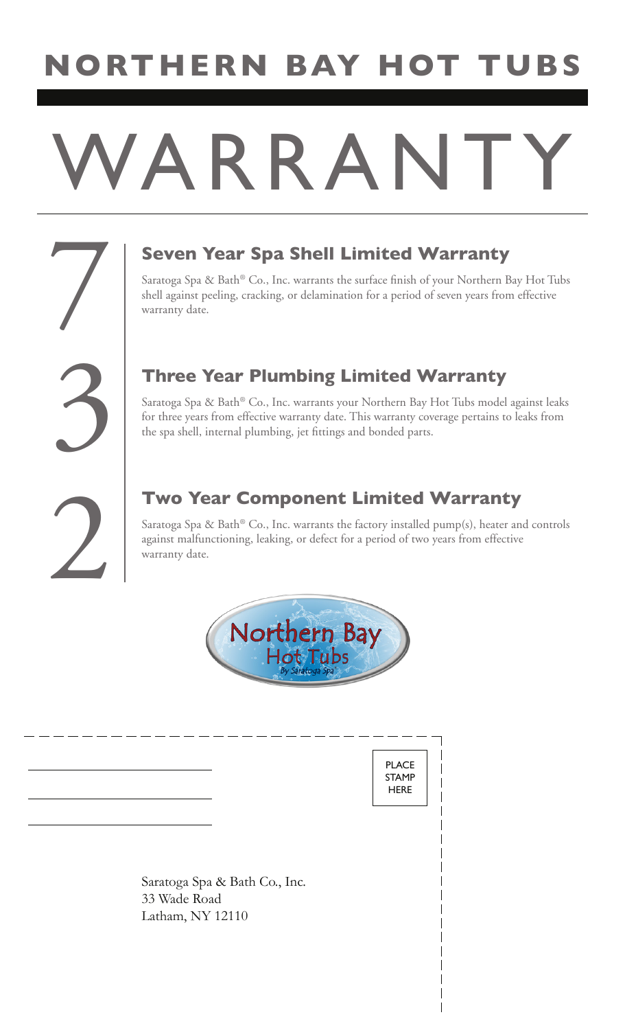# NORTHERN BAY HOT TUBS

# WARRANTY

7

## Seven Year Spa Shell Limited Warranty

Saratoga Spa & Bath® Co., Inc. warrants the surface finish of your Northern Bay Hot Tubs shell against peeling, cracking, or delamination for a period of seven years from effective warranty date.

3

## Three Year Plumbing Limited Warranty

Saratoga Spa & Bath® Co., Inc. warrants your Northern Bay Hot Tubs model against leaks for three years from effective warranty date. This warranty coverage pertains to leaks from the spa shell, internal plumbing, jet fittings and bonded parts.

2

## Two Year Component Limited Warranty

Saratoga Spa & Bath® Co., Inc. warrants the factory installed pump(s), heater and controls against malfunctioning, leaking, or defect for a period of two years from effective warranty date.

Northern Bay Hot Tubs *By Saratoga Spa*

PLACE STAMP HERE

Saratoga Spa & Bath Co., Inc.
33 Wade Road
Latham, NY 12110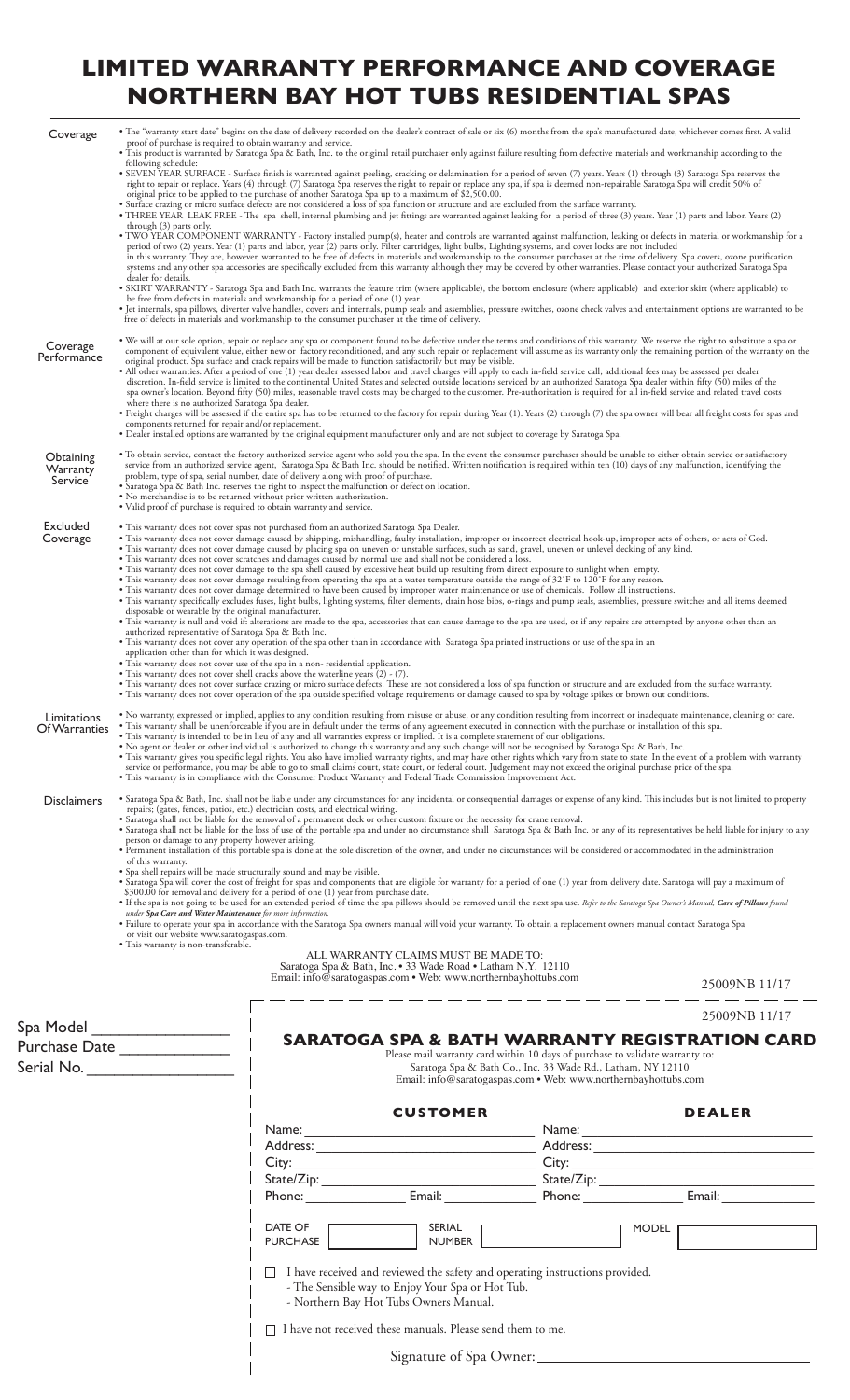# LIMITED WARRANTY PERFORMANCE AND COVERAGE NORTHERN BAY HOT TUBS RESIDENTIAL SPAS

## Coverage

- The "warranty start date" begins on the date of delivery recorded on the dealer's contract of sale or six (6) months from the spa's manufactured date, whichever comes first. A valid proof of purchase is required to obtain warranty and service.
- This product is warranted by Saratoga Spa & Bath, Inc. to the original retail purchaser only against failure resulting from defective materials and workmanship according to the following schedule:
- SEVEN YEAR SURFACE - Surface finish is warranted against peeling, cracking or delamination for a period of seven (7) years. Years (1) through (3) Saratoga Spa reserves the right to repair or replace. Years (4) through (7) Saratoga Spa reserves the right to repair or replace any spa, if spa is deemed non-repairable Saratoga Spa will credit 50% of original price to be applied to the purchase of another Saratoga Spa up to a maximum of $2,500.00.
- Surface crazing or micro surface defects are not considered a loss of spa function or structure and are excluded from the surface warranty.
- THREE YEAR LEAK FREE - The spa shell, internal plumbing and jet fittings are warranted against leaking for a period of three (3) years. Year (1) parts and labor. Years (2) through (3) parts only.
- TWO YEAR COMPONENT WARRANTY - Factory installed pump(s), heater and controls are warranted against malfunction, leaking or defects in material or workmanship for a period of two (2) years. Year (1) parts and labor, year (2) parts only. Filter cartridges, light bulbs, Lighting systems, and cover locks are not included in this warranty. They are, however, warranted to be free of defects in materials and workmanship to the consumer purchaser at the time of delivery. Spa covers, ozone purification systems and any other spa accessories are specifically excluded from this warranty although they may be covered by other warranties. Please contact your authorized Saratoga Spa dealer for details.
- SKIRT WARRANTY - Saratoga Spa and Bath Inc. warrants the feature trim (where applicable), the bottom enclosure (where applicable) and exterior skirt (where applicable) to be free from defects in materials and workmanship for a period of one (1) year.
- Jet internals, spa pillows, diverter valve handles, covers and internals, pump seals and assemblies, pressure switches, ozone check valves and entertainment options are warranted to be free of defects in materials and workmanship to the consumer purchaser at the time of delivery.

## Coverage Performance

- We will at our sole option, repair or replace any spa or component found to be defective under the terms and conditions of this warranty. We reserve the right to substitute a spa or component of equivalent value, either new or factory reconditioned, and any such repair or replacement will assume as its warranty only the remaining portion of the warranty on the original product. Spa surface and crack repairs will be made to function satisfactorily but may be visible.
- All other warranties: After a period of one (1) year dealer assessed labor and travel charges will apply to each in-field service call; additional fees may be assessed per dealer discretion. In-field service is limited to the continental United States and selected outside locations serviced by an authorized Saratoga Spa dealer within fifty (50) miles of the spa owner's location. Beyond fifty (50) miles, reasonable travel costs may be charged to the customer. Pre-authorization is required for all in-field service and related travel costs where there is no authorized Saratoga Spa dealer.
- Freight charges will be assessed if the entire spa has to be returned to the factory for repair during Year (1). Years (2) through (7) the spa owner will bear all freight costs for spas and components returned for repair and/or replacement.
- Dealer installed options are warranted by the original equipment manufacturer only and are not subject to coverage by Saratoga Spa.

## Obtaining Warranty Service

- To obtain service, contact the factory authorized service agent who sold you the spa. In the event the consumer purchaser should be unable to either obtain service or satisfactory service from an authorized service agent, Saratoga Spa & Bath Inc. should be notified. Written notification is required within ten (10) days of any malfunction, identifying the problem, type of spa, serial number, date of delivery along with proof of purchase.
- Saratoga Spa & Bath Inc. reserves the right to inspect the malfunction or defect on location.
- No merchandise is to be returned without prior written authorization.
- Valid proof of purchase is required to obtain warranty and service.

## Excluded Coverage

- This warranty does not cover spas not purchased from an authorized Saratoga Spa Dealer.
- This warranty does not cover damage caused by shipping, mishandling, faulty installation, improper or incorrect electrical hook-up, improper acts of others, or acts of God.
- This warranty does not cover damage caused by placing spa on uneven or unstable surfaces, such as sand, gravel, uneven or unlevel decking of any kind.
- This warranty does not cover scratches and damages caused by normal use and shall not be considered a loss.
- This warranty does not cover damage to the spa shell caused by excessive heat build up resulting from direct exposure to sunlight when empty.
- This warranty does not cover damage resulting from operating the spa at a water temperature outside the range of 32˚F to 120˚F for any reason.
- This warranty does not cover damage determined to have been caused by improper water maintenance or use of chemicals. Follow all instructions.
- This warranty specifically excludes fuses, light bulbs, lighting systems, filter elements, drain hose bibs, o-rings and pump seals, assemblies, pressure switches and all items deemed disposable or wearable by the original manufacturer.
- This warranty is null and void if: alterations are made to the spa, accessories that can cause damage to the spa are used, or if any repairs are attempted by anyone other than an authorized representative of Saratoga Spa & Bath Inc.
- This warranty does not cover any operation of the spa other than in accordance with Saratoga Spa printed instructions or use of the spa in an application other than for which it was designed.
- This warranty does not cover use of the spa in a non- residential application.
- This warranty does not cover shell cracks above the waterline years (2) - (7).
- This warranty does not cover surface crazing or micro surface defects. These are not considered a loss of spa function or structure and are excluded from the surface warranty.
- This warranty does not cover operation of the spa outside specified voltage requirements or damage caused to spa by voltage spikes or brown out conditions.

## Limitations Of Warranties

- No warranty, expressed or implied, applies to any condition resulting from misuse or abuse, or any condition resulting from incorrect or inadequate maintenance, cleaning or care.
- This warranty shall be unenforceable if you are in default under the terms of any agreement executed in connection with the purchase or installation of this spa.
- This warranty is intended to be in lieu of any and all warranties express or implied. It is a complete statement of our obligations.
- No agent or dealer or other individual is authorized to change this warranty and any such change will not be recognized by Saratoga Spa & Bath, Inc.
- This warranty gives you specific legal rights. You also have implied warranty rights, and may have other rights which vary from state to state. In the event of a problem with warranty service or performance, you may be able to go to small claims court, state court, or federal court. Judgement may not exceed the original purchase price of the spa.
- This warranty is in compliance with the Consumer Product Warranty and Federal Trade Commission Improvement Act.

## Disclaimers

- Saratoga Spa & Bath, Inc. shall not be liable under any circumstances for any incidental or consequential damages or expense of any kind. This includes but is not limited to property repairs; (gates, fences, patios, etc.) electrician costs, and electrical wiring.
- Saratoga shall not be liable for the removal of a permanent deck or other custom fixture or the necessity for crane removal.
- Saratoga shall not be liable for the loss of use of the portable spa and under no circumstance shall Saratoga Spa & Bath Inc. or any of its representatives be held liable for injury to any person or damage to any property however arising.
- Permanent installation of this portable spa is done at the sole discretion of the owner, and under no circumstances will be considered or accommodated in the administration of this warranty.
- Spa shell repairs will be made structurally sound and may be visible.
- Saratoga Spa will cover the cost of freight for spas and components that are eligible for warranty for a period of one (1) year from delivery date. Saratoga will pay a maximum of $300.00 for removal and delivery for a period of one (1) year from purchase date.
- If the spa is not going to be used for an extended period of time the spa pillows should be removed until the next spa use. *Refer to the Saratoga Spa Owner's Manual, **Care of Pillows** found under **Spa Care and Water Maintenance** for more information.*
- Failure to operate your spa in accordance with the Saratoga Spa owners manual will void your warranty. To obtain a replacement owners manual contact Saratoga Spa or visit our website www.saratogaspas.com.
- This warranty is non-transferable.

ALL WARRANTY CLAIMS MUST BE MADE TO:
Saratoga Spa & Bath, Inc. • 33 Wade Road • Latham N.Y. 12110
Email: info@saratogaspas.com • Web: www.northernbayhottubs.com

25009NB 11/17

---

Spa Model ________________
Purchase Date ____________
Serial No. ________________

25009NB 11/17

## SARATOGA SPA & BATH WARRANTY REGISTRATION CARD

Please mail warranty card within 10 days of purchase to validate warranty to:
Saratoga Spa & Bath Co., Inc. 33 Wade Rd., Latham, NY 12110
Email: info@saratogaspas.com • Web: www.northernbayhottubs.com

| CUSTOMER | | DEALER | |
|---|---|---|---|
| Name: | | Name: | |
| Address: | | Address: | |
| City: | | City: | |
| State/Zip: | | State/Zip: | |
| Phone: | Email: | Phone: | Email: |

DATE OF PURCHASE ______ SERIAL NUMBER ______ MODEL ______

☐ I have received and reviewed the safety and operating instructions provided.
- The Sensible way to Enjoy Your Spa or Hot Tub.
- Northern Bay Hot Tubs Owners Manual.

☐ I have not received these manuals. Please send them to me.

Signature of Spa Owner: ________________________